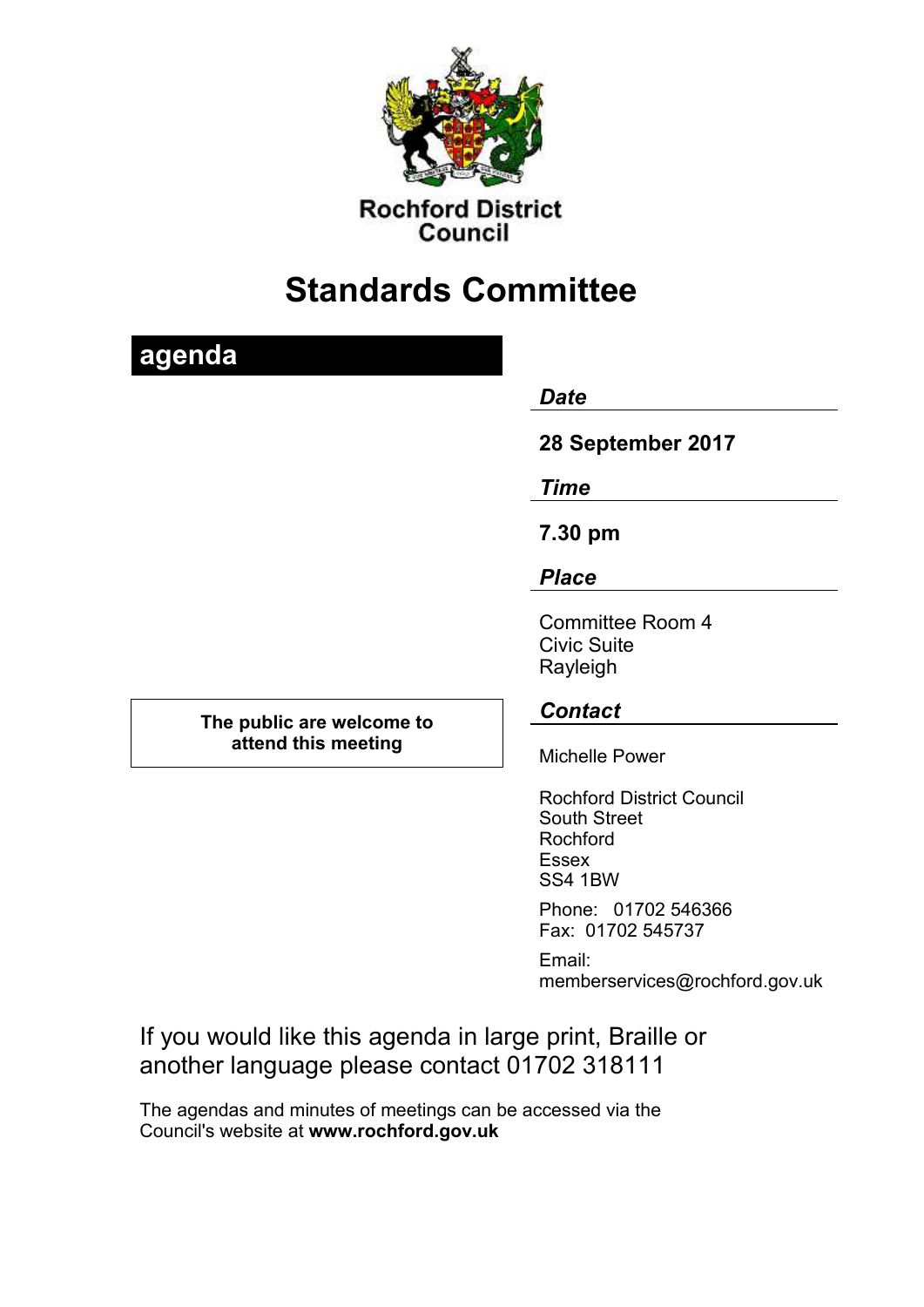Rochford District Council

# Standards Committee

## agenda

***Date***

**28 September 2017**

***Time***

**7.30 pm**

***Place***

Committee Room 4
Civic Suite
Rayleigh

**The public are welcome to attend this meeting**

***Contact***

Michelle Power

Rochford District Council
South Street
Rochford
Essex
SS4 1BW

Phone: 01702 546366
Fax: 01702 545737

Email:
memberservices@rochford.gov.uk

If you would like this agenda in large print, Braille or another language please contact 01702 318111

The agendas and minutes of meetings can be accessed via the Council's website at **www.rochford.gov.uk**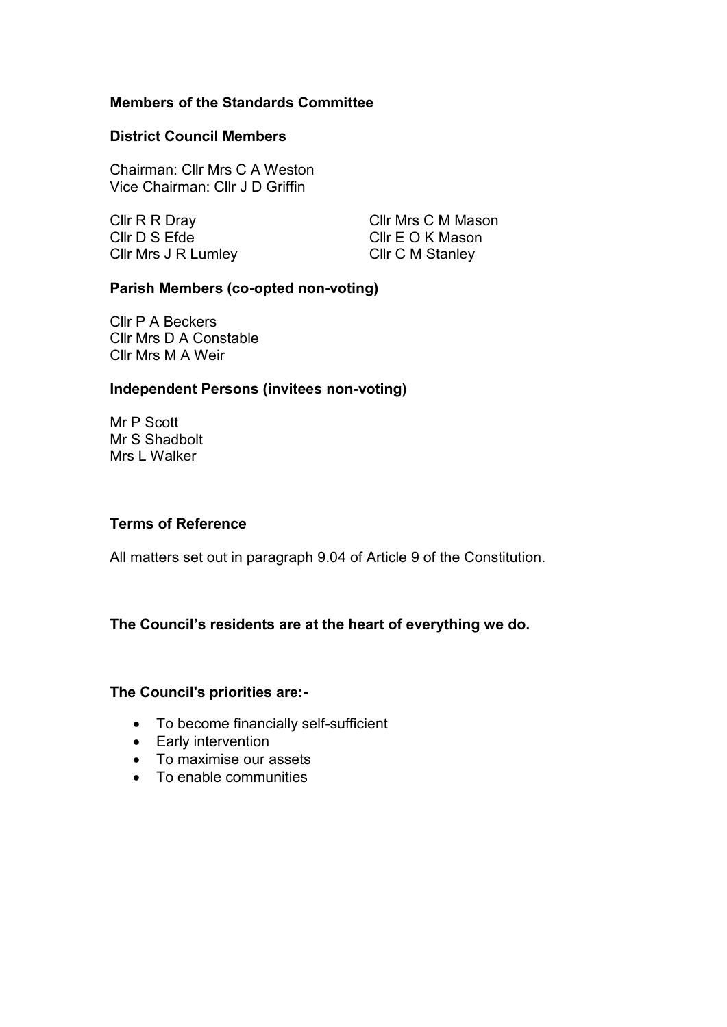**Members of the Standards Committee**

**District Council Members**

Chairman: Cllr Mrs C A Weston
Vice Chairman: Cllr J D Griffin

Cllr R R Dray
Cllr D S Efde
Cllr Mrs J R Lumley
Cllr Mrs C M Mason
Cllr E O K Mason
Cllr C M Stanley

**Parish Members (co-opted non-voting)**

Cllr P A Beckers
Cllr Mrs D A Constable
Cllr Mrs M A Weir

**Independent Persons (invitees non-voting)**

Mr P Scott
Mr S Shadbolt
Mrs L Walker

**Terms of Reference**

All matters set out in paragraph 9.04 of Article 9 of the Constitution.

**The Council's residents are at the heart of everything we do.**

**The Council's priorities are:-**

- To become financially self-sufficient
- Early intervention
- To maximise our assets
- To enable communities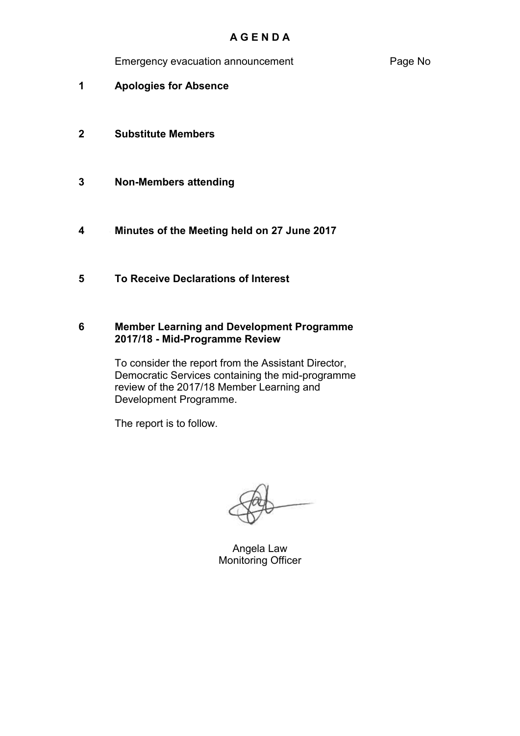# A G E N D A

Emergency evacuation announcement Page No

**1 Apologies for Absence**

**2 Substitute Members**

**3 Non-Members attending**

**4 Minutes of the Meeting held on 27 June 2017**

**5 To Receive Declarations of Interest**

**6 Member Learning and Development Programme 2017/18 - Mid-Programme Review**

To consider the report from the Assistant Director, Democratic Services containing the mid-programme review of the 2017/18 Member Learning and Development Programme.

The report is to follow.

Angela Law
Monitoring Officer